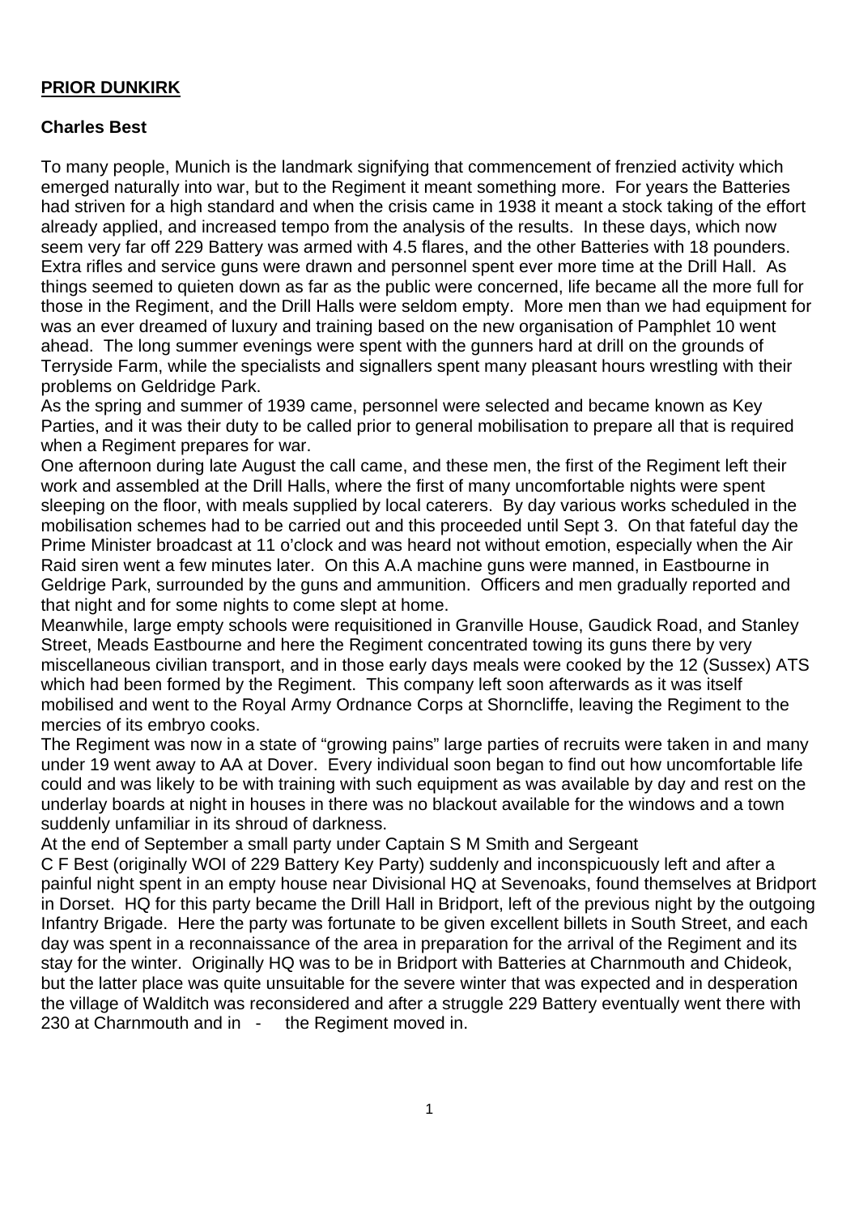**PRIOR DUNKIRK**

**Charles Best**

To many people, Munich is the landmark signifying that commencement of frenzied activity which emerged naturally into war, but to the Regiment it meant something more. For years the Batteries had striven for a high standard and when the crisis came in 1938 it meant a stock taking of the effort already applied, and increased tempo from the analysis of the results. In these days, which now seem very far off 229 Battery was armed with 4.5 flares, and the other Batteries with 18 pounders. Extra rifles and service guns were drawn and personnel spent ever more time at the Drill Hall. As things seemed to quieten down as far as the public were concerned, life became all the more full for those in the Regiment, and the Drill Halls were seldom empty. More men than we had equipment for was an ever dreamed of luxury and training based on the new organisation of Pamphlet 10 went ahead. The long summer evenings were spent with the gunners hard at drill on the grounds of Terryside Farm, while the specialists and signallers spent many pleasant hours wrestling with their problems on Geldridge Park.

As the spring and summer of 1939 came, personnel were selected and became known as Key Parties, and it was their duty to be called prior to general mobilisation to prepare all that is required when a Regiment prepares for war.

One afternoon during late August the call came, and these men, the first of the Regiment left their work and assembled at the Drill Halls, where the first of many uncomfortable nights were spent sleeping on the floor, with meals supplied by local caterers. By day various works scheduled in the mobilisation schemes had to be carried out and this proceeded until Sept 3. On that fateful day the Prime Minister broadcast at 11 o'clock and was heard not without emotion, especially when the Air Raid siren went a few minutes later. On this A.A machine guns were manned, in Eastbourne in Geldrige Park, surrounded by the guns and ammunition. Officers and men gradually reported and that night and for some nights to come slept at home.

Meanwhile, large empty schools were requisitioned in Granville House, Gaudick Road, and Stanley Street, Meads Eastbourne and here the Regiment concentrated towing its guns there by very miscellaneous civilian transport, and in those early days meals were cooked by the 12 (Sussex) ATS which had been formed by the Regiment. This company left soon afterwards as it was itself mobilised and went to the Royal Army Ordnance Corps at Shorncliffe, leaving the Regiment to the mercies of its embryo cooks.

The Regiment was now in a state of "growing pains" large parties of recruits were taken in and many under 19 went away to AA at Dover. Every individual soon began to find out how uncomfortable life could and was likely to be with training with such equipment as was available by day and rest on the underlay boards at night in houses in there was no blackout available for the windows and a town suddenly unfamiliar in its shroud of darkness.

At the end of September a small party under Captain S M Smith and Sergeant C F Best (originally WOI of 229 Battery Key Party) suddenly and inconspicuously left and after a painful night spent in an empty house near Divisional HQ at Sevenoaks, found themselves at Bridport in Dorset. HQ for this party became the Drill Hall in Bridport, left of the previous night by the outgoing Infantry Brigade. Here the party was fortunate to be given excellent billets in South Street, and each day was spent in a reconnaissance of the area in preparation for the arrival of the Regiment and its stay for the winter. Originally HQ was to be in Bridport with Batteries at Charnmouth and Chideok, but the latter place was quite unsuitable for the severe winter that was expected and in desperation the village of Walditch was reconsidered and after a struggle 229 Battery eventually went there with 230 at Charnmouth and in - the Regiment moved in.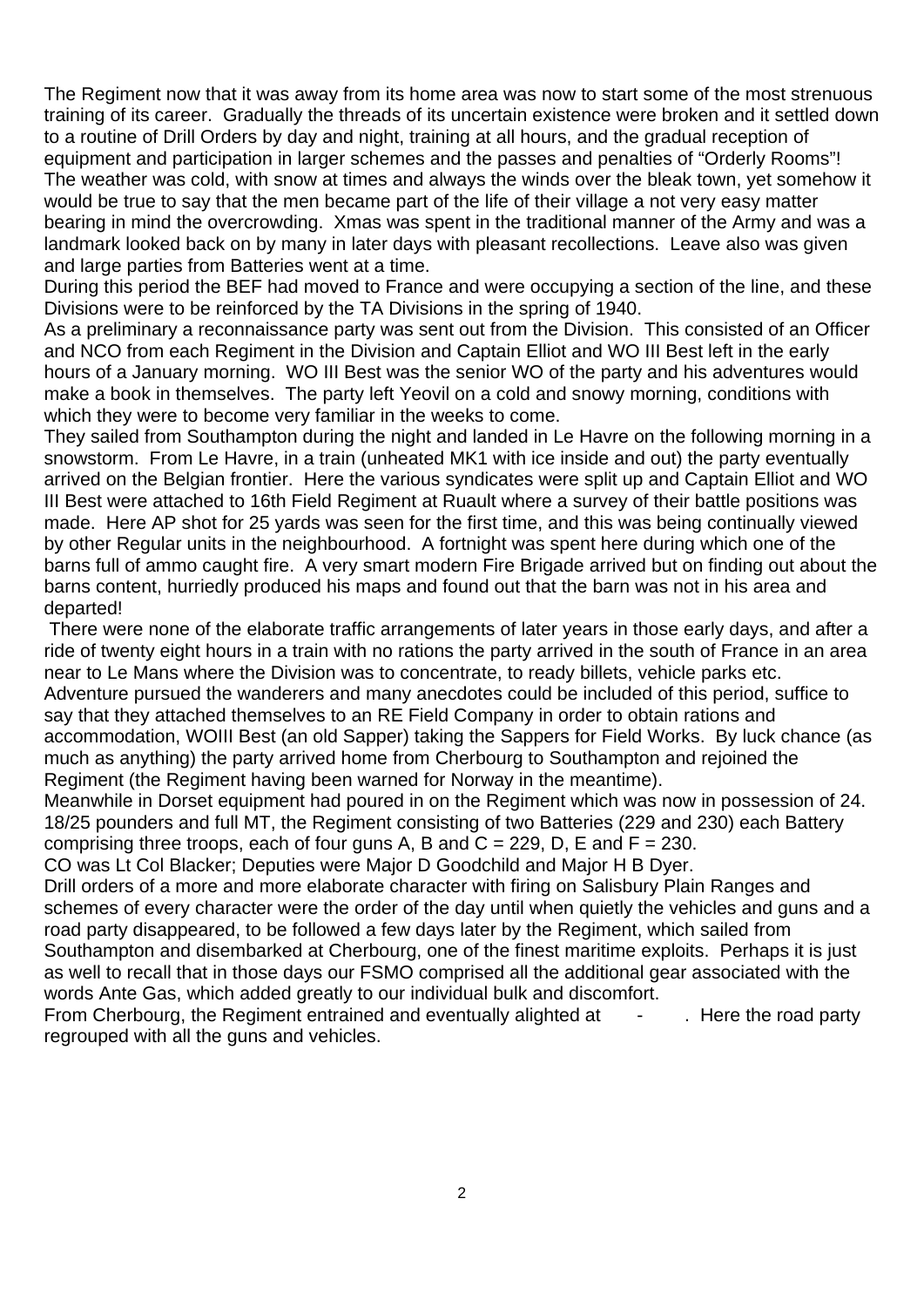The Regiment now that it was away from its home area was now to start some of the most strenuous training of its career. Gradually the threads of its uncertain existence were broken and it settled down to a routine of Drill Orders by day and night, training at all hours, and the gradual reception of equipment and participation in larger schemes and the passes and penalties of "Orderly Rooms"! The weather was cold, with snow at times and always the winds over the bleak town, yet somehow it would be true to say that the men became part of the life of their village a not very easy matter bearing in mind the overcrowding. Xmas was spent in the traditional manner of the Army and was a landmark looked back on by many in later days with pleasant recollections. Leave also was given and large parties from Batteries went at a time.

During this period the BEF had moved to France and were occupying a section of the line, and these Divisions were to be reinforced by the TA Divisions in the spring of 1940.

As a preliminary a reconnaissance party was sent out from the Division. This consisted of an Officer and NCO from each Regiment in the Division and Captain Elliot and WO III Best left in the early hours of a January morning. WO III Best was the senior WO of the party and his adventures would make a book in themselves. The party left Yeovil on a cold and snowy morning, conditions with which they were to become very familiar in the weeks to come.

They sailed from Southampton during the night and landed in Le Havre on the following morning in a snowstorm. From Le Havre, in a train (unheated MK1 with ice inside and out) the party eventually arrived on the Belgian frontier. Here the various syndicates were split up and Captain Elliot and WO III Best were attached to 16th Field Regiment at Ruault where a survey of their battle positions was made. Here AP shot for 25 yards was seen for the first time, and this was being continually viewed by other Regular units in the neighbourhood. A fortnight was spent here during which one of the barns full of ammo caught fire. A very smart modern Fire Brigade arrived but on finding out about the barns content, hurriedly produced his maps and found out that the barn was not in his area and departed!

There were none of the elaborate traffic arrangements of later years in those early days, and after a ride of twenty eight hours in a train with no rations the party arrived in the south of France in an area near to Le Mans where the Division was to concentrate, to ready billets, vehicle parks etc. Adventure pursued the wanderers and many anecdotes could be included of this period, suffice to say that they attached themselves to an RE Field Company in order to obtain rations and accommodation, WOIII Best (an old Sapper) taking the Sappers for Field Works. By luck chance (as much as anything) the party arrived home from Cherbourg to Southampton and rejoined the Regiment (the Regiment having been warned for Norway in the meantime).

Meanwhile in Dorset equipment had poured in on the Regiment which was now in possession of 24. 18/25 pounders and full MT, the Regiment consisting of two Batteries (229 and 230) each Battery comprising three troops, each of four guns A, B and C = 229, D, E and F = 230.

CO was Lt Col Blacker; Deputies were Major D Goodchild and Major H B Dyer.

Drill orders of a more and more elaborate character with firing on Salisbury Plain Ranges and schemes of every character were the order of the day until when quietly the vehicles and guns and a road party disappeared, to be followed a few days later by the Regiment, which sailed from Southampton and disembarked at Cherbourg, one of the finest maritime exploits. Perhaps it is just as well to recall that in those days our FSMO comprised all the additional gear associated with the words Ante Gas, which added greatly to our individual bulk and discomfort.

From Cherbourg, the Regiment entrained and eventually alighted at - . Here the road party regrouped with all the guns and vehicles.